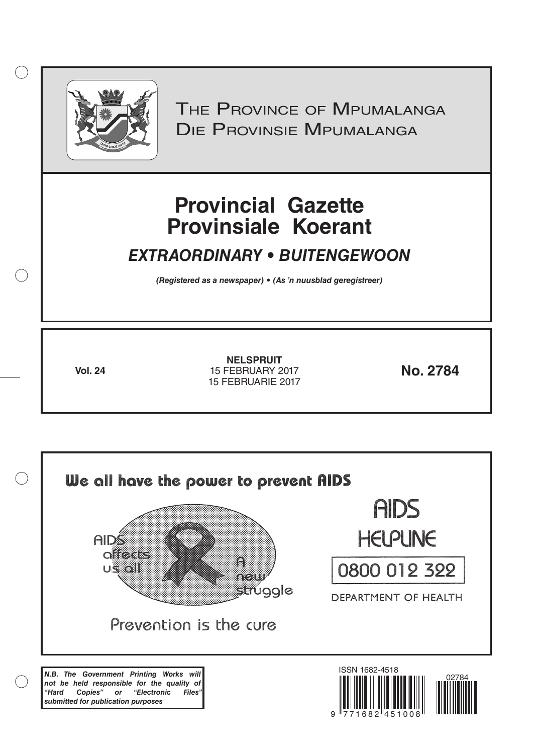# The Province of Mpumalanga
# Die Provinsie Mpumalanga

# Provincial Gazette
# Provinsiale Koerant

## *EXTRAORDINARY • BUITENGEWOON*

***(Registered as a newspaper) • (As 'n nuusblad geregistreer)***

| **Vol. 24** | **NELSPRUIT**<br>15 FEBRUARY 2017<br>15 FEBRUARIE 2017 | **No. 2784** |
|---|---|---|

**We all have the power to prevent AIDS**

AIDS affects us all

A new struggle

Prevention is the cure

AIDS HELPLINE

0800 012 322

DEPARTMENT OF HEALTH

***N.B. The Government Printing Works will not be held responsible for the quality of "Hard Copies" or "Electronic Files" submitted for publication purposes***

ISSN 1682-4518

02784

9 771682 451008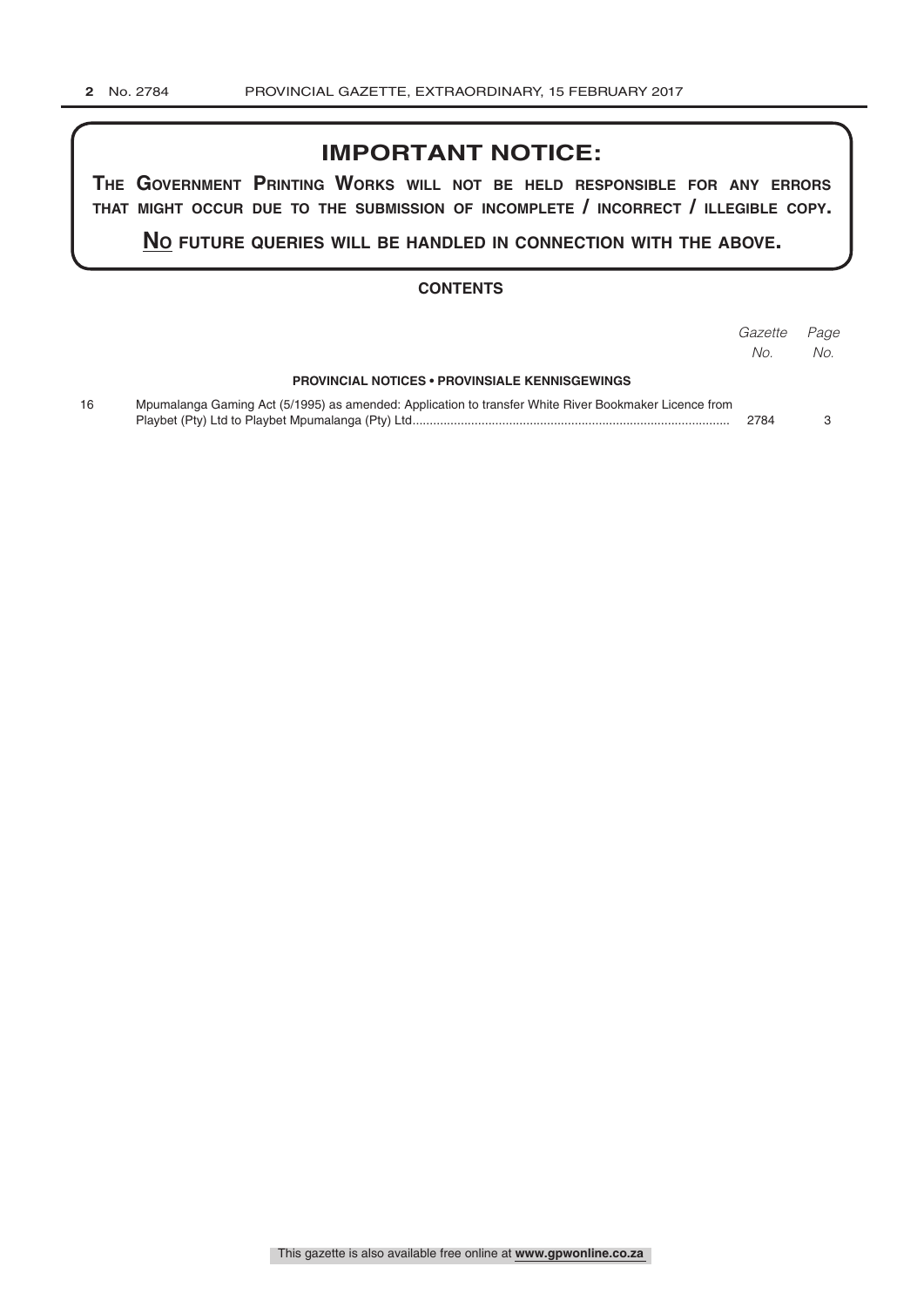# IMPORTANT NOTICE:

**THE GOVERNMENT PRINTING WORKS WILL NOT BE HELD RESPONSIBLE FOR ANY ERRORS THAT MIGHT OCCUR DUE TO THE SUBMISSION OF INCOMPLETE / INCORRECT / ILLEGIBLE COPY.**

**NO FUTURE QUERIES WILL BE HANDLED IN CONNECTION WITH THE ABOVE.**

## CONTENTS

| | | *Gazette No.* | *Page No.* |
|---|---|---|---|
| | **PROVINCIAL NOTICES • PROVINSIALE KENNISGEWINGS** | | |
| 16 | Mpumalanga Gaming Act (5/1995) as amended: Application to transfer White River Bookmaker Licence from Playbet (Pty) Ltd to Playbet Mpumalanga (Pty) Ltd | 2784 | 3 |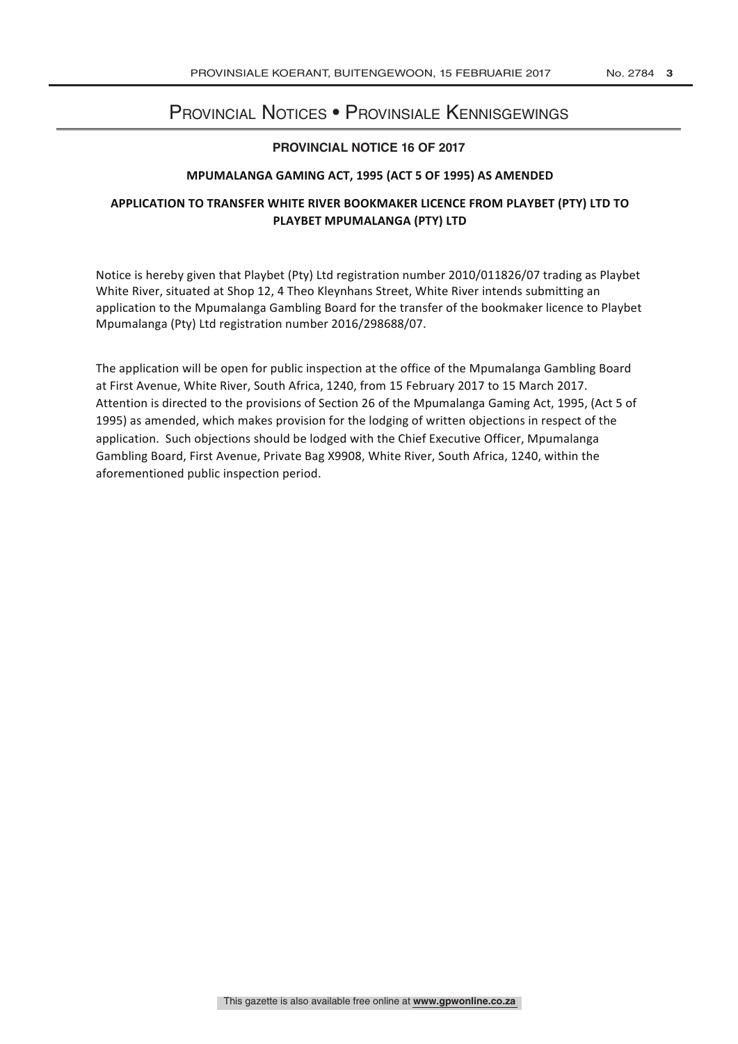# Provincial Notices • Provinsiale Kennisgewings

## PROVINCIAL NOTICE 16 OF 2017

### MPUMALANGA GAMING ACT, 1995 (ACT 5 OF 1995) AS AMENDED

### APPLICATION TO TRANSFER WHITE RIVER BOOKMAKER LICENCE FROM PLAYBET (PTY) LTD TO PLAYBET MPUMALANGA (PTY) LTD

Notice is hereby given that Playbet (Pty) Ltd registration number 2010/011826/07 trading as Playbet White River, situated at Shop 12, 4 Theo Kleynhans Street, White River intends submitting an application to the Mpumalanga Gambling Board for the transfer of the bookmaker licence to Playbet Mpumalanga (Pty) Ltd registration number 2016/298688/07.

The application will be open for public inspection at the office of the Mpumalanga Gambling Board at First Avenue, White River, South Africa, 1240, from 15 February 2017 to 15 March 2017. Attention is directed to the provisions of Section 26 of the Mpumalanga Gaming Act, 1995, (Act 5 of 1995) as amended, which makes provision for the lodging of written objections in respect of the application. Such objections should be lodged with the Chief Executive Officer, Mpumalanga Gambling Board, First Avenue, Private Bag X9908, White River, South Africa, 1240, within the aforementioned public inspection period.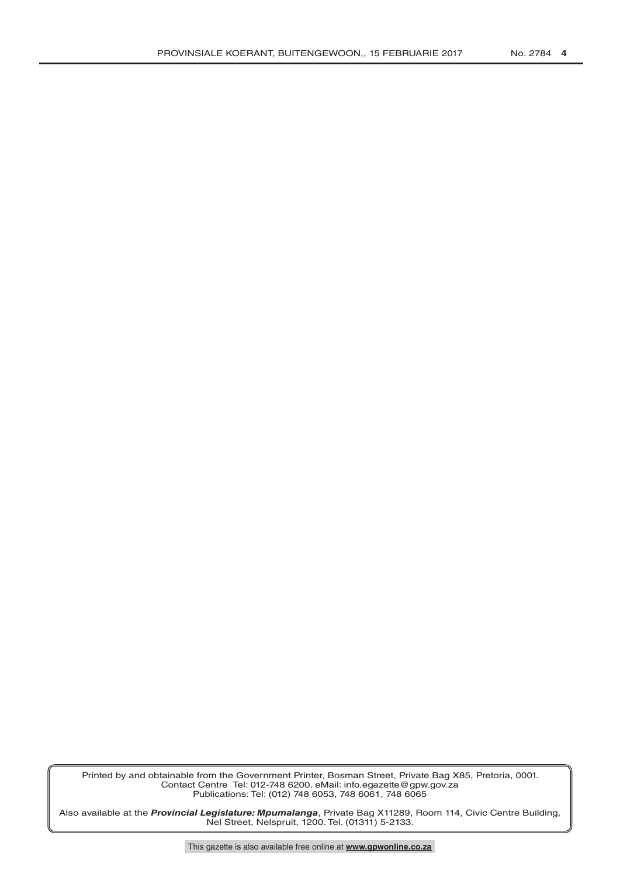Printed by and obtainable from the Government Printer, Bosman Street, Private Bag X85, Pretoria, 0001.
Contact Centre Tel: 012-748 6200. eMail: info.egazette@gpw.gov.za
Publications: Tel: (012) 748 6053, 748 6061, 748 6065

Also available at the ***Provincial Legislature: Mpumalanga***, Private Bag X11289, Room 114, Civic Centre Building, Nel Street, Nelspruit, 1200. Tel. (01311) 5-2133.

This gazette is also available free online at **www.gpwonline.co.za**